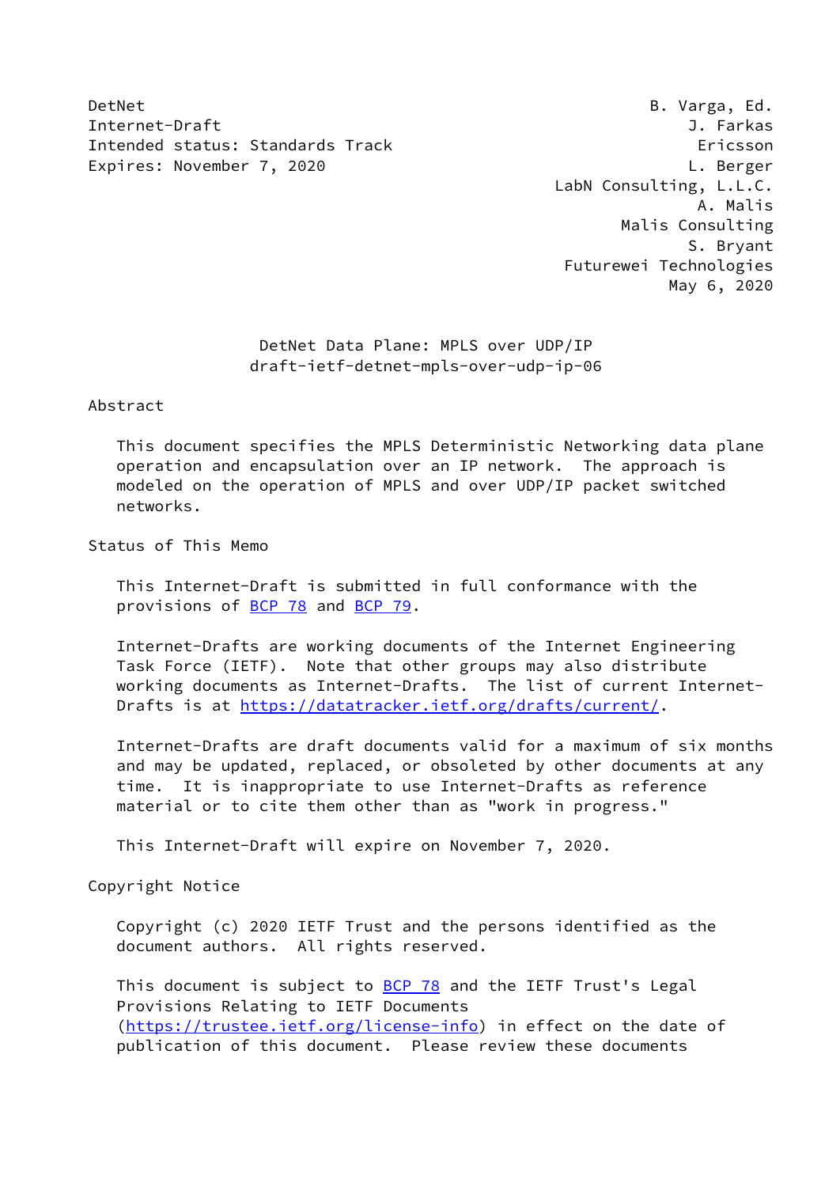DetNet B. Varga, Ed.
Internet-Draft J. Farkas
Intended status: Standards Track Ericsson
Expires: November 7, 2020 L. Berger
LabN Consulting, L.L.C.
A. Malis
Malis Consulting
S. Bryant
Futurewei Technologies
May 6, 2020

# DetNet Data Plane: MPLS over UDP/IP
## draft-ietf-detnet-mpls-over-udp-ip-06

## Abstract

This document specifies the MPLS Deterministic Networking data plane operation and encapsulation over an IP network. The approach is modeled on the operation of MPLS and over UDP/IP packet switched networks.

## Status of This Memo

This Internet-Draft is submitted in full conformance with the provisions of BCP 78 and BCP 79.

Internet-Drafts are working documents of the Internet Engineering Task Force (IETF). Note that other groups may also distribute working documents as Internet-Drafts. The list of current Internet-Drafts is at https://datatracker.ietf.org/drafts/current/.

Internet-Drafts are draft documents valid for a maximum of six months and may be updated, replaced, or obsoleted by other documents at any time. It is inappropriate to use Internet-Drafts as reference material or to cite them other than as "work in progress."

This Internet-Draft will expire on November 7, 2020.

## Copyright Notice

Copyright (c) 2020 IETF Trust and the persons identified as the document authors. All rights reserved.

This document is subject to BCP 78 and the IETF Trust's Legal Provisions Relating to IETF Documents (https://trustee.ietf.org/license-info) in effect on the date of publication of this document. Please review these documents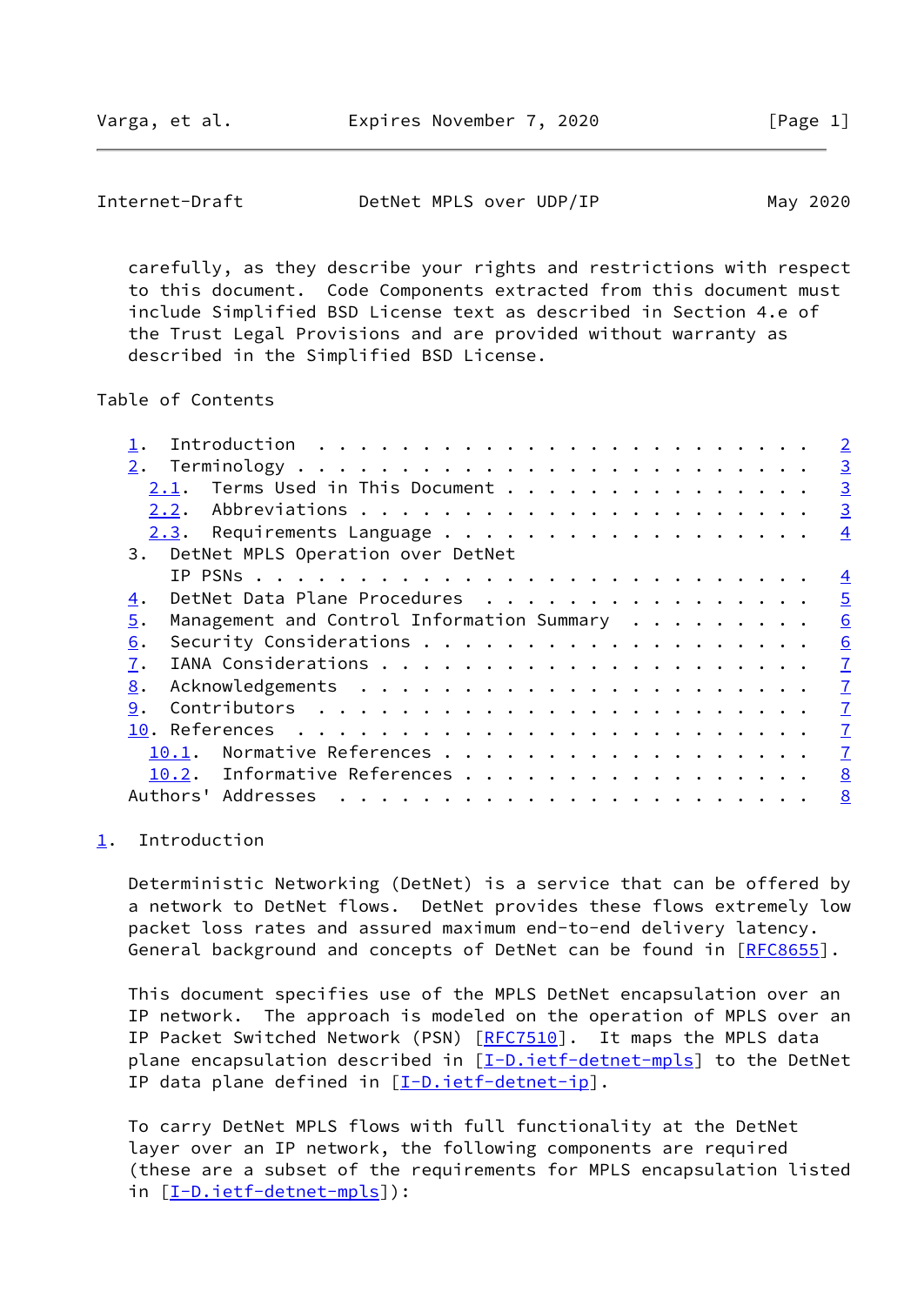carefully, as they describe your rights and restrictions with respect to this document. Code Components extracted from this document must include Simplified BSD License text as described in Section 4.e of the Trust Legal Provisions and are provided without warranty as described in the Simplified BSD License.

Table of Contents

- 1. Introduction . . . . . . . . . . . . . . . . . . . . . . . . 2
- 2. Terminology . . . . . . . . . . . . . . . . . . . . . . . . 3
  - 2.1. Terms Used in This Document . . . . . . . . . . . . . . . 3
  - 2.2. Abbreviations . . . . . . . . . . . . . . . . . . . . . . 3
  - 2.3. Requirements Language . . . . . . . . . . . . . . . . . . 4
- 3. DetNet MPLS Operation over DetNet IP PSNs . . . . . . . . . . . . . . . . . . . . . . . . . . 4
- 4. DetNet Data Plane Procedures . . . . . . . . . . . . . . . . 5
- 5. Management and Control Information Summary . . . . . . . . . 6
- 6. Security Considerations . . . . . . . . . . . . . . . . . . . 6
- 7. IANA Considerations . . . . . . . . . . . . . . . . . . . . . 7
- 8. Acknowledgements . . . . . . . . . . . . . . . . . . . . . . 7
- 9. Contributors . . . . . . . . . . . . . . . . . . . . . . . . 7
- 10. References . . . . . . . . . . . . . . . . . . . . . . . . 7
  - 10.1. Normative References . . . . . . . . . . . . . . . . . . 7
  - 10.2. Informative References . . . . . . . . . . . . . . . . . 8
- Authors' Addresses . . . . . . . . . . . . . . . . . . . . . . . 8

## 1. Introduction

Deterministic Networking (DetNet) is a service that can be offered by a network to DetNet flows. DetNet provides these flows extremely low packet loss rates and assured maximum end-to-end delivery latency. General background and concepts of DetNet can be found in [RFC8655].

This document specifies use of the MPLS DetNet encapsulation over an IP network. The approach is modeled on the operation of MPLS over an IP Packet Switched Network (PSN) [RFC7510]. It maps the MPLS data plane encapsulation described in [I-D.ietf-detnet-mpls] to the DetNet IP data plane defined in [I-D.ietf-detnet-ip].

To carry DetNet MPLS flows with full functionality at the DetNet layer over an IP network, the following components are required (these are a subset of the requirements for MPLS encapsulation listed in [I-D.ietf-detnet-mpls]):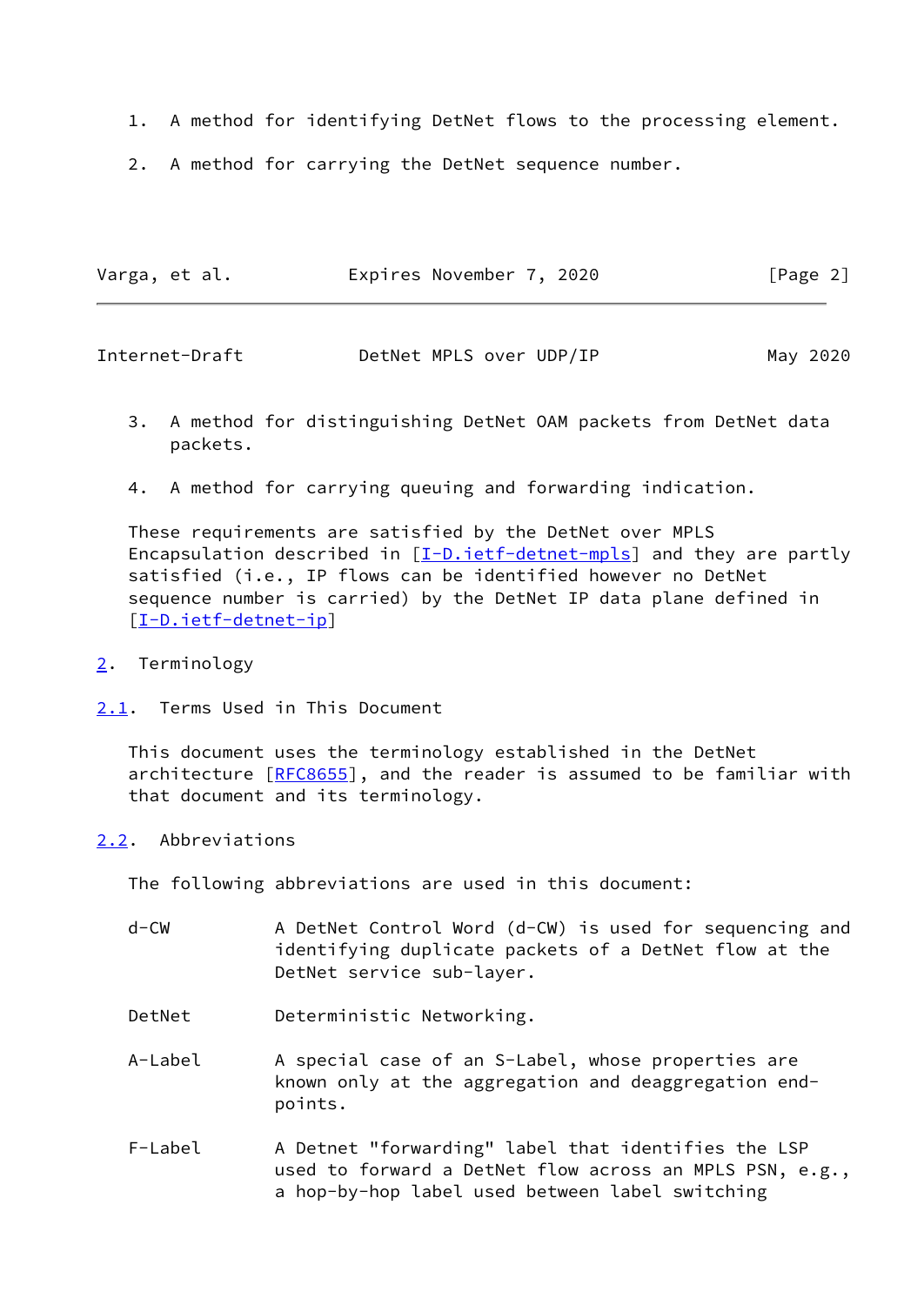1. A method for identifying DetNet flows to the processing element.

2. A method for carrying the DetNet sequence number.

3. A method for distinguishing DetNet OAM packets from DetNet data packets.

4. A method for carrying queuing and forwarding indication.

These requirements are satisfied by the DetNet over MPLS Encapsulation described in [I-D.ietf-detnet-mpls] and they are partly satisfied (i.e., IP flows can be identified however no DetNet sequence number is carried) by the DetNet IP data plane defined in [I-D.ietf-detnet-ip]

## 2. Terminology

### 2.1. Terms Used in This Document

This document uses the terminology established in the DetNet architecture [RFC8655], and the reader is assumed to be familiar with that document and its terminology.

### 2.2. Abbreviations

The following abbreviations are used in this document:

- d-CW — A DetNet Control Word (d-CW) is used for sequencing and identifying duplicate packets of a DetNet flow at the DetNet service sub-layer.

- DetNet — Deterministic Networking.

- A-Label — A special case of an S-Label, whose properties are known only at the aggregation and deaggregation end-points.

- F-Label — A Detnet "forwarding" label that identifies the LSP used to forward a DetNet flow across an MPLS PSN, e.g., a hop-by-hop label used between label switching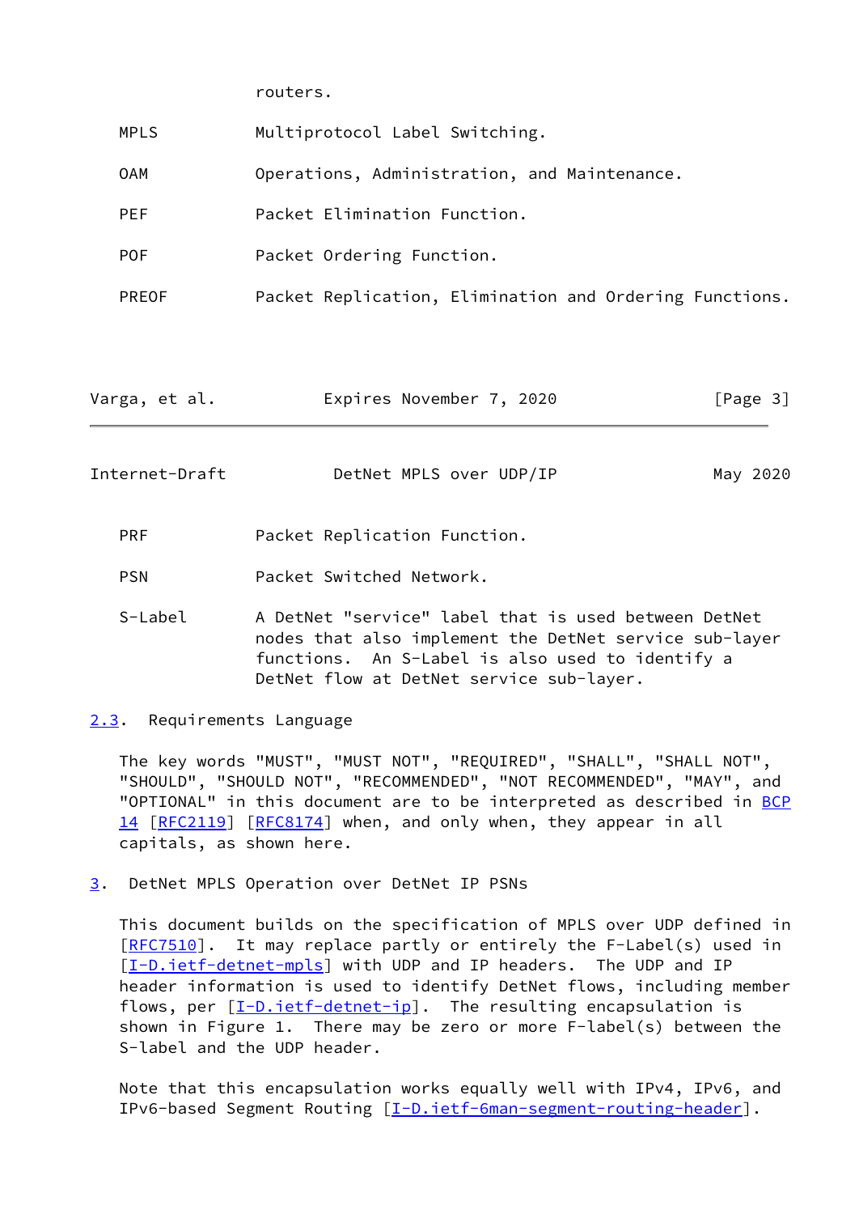routers.

MPLS Multiprotocol Label Switching.

OAM Operations, Administration, and Maintenance.

PEF Packet Elimination Function.

POF Packet Ordering Function.

PREOF Packet Replication, Elimination and Ordering Functions.

PRF Packet Replication Function.

PSN Packet Switched Network.

S-Label A DetNet "service" label that is used between DetNet nodes that also implement the DetNet service sub-layer functions. An S-Label is also used to identify a DetNet flow at DetNet service sub-layer.

### 2.3. Requirements Language

The key words "MUST", "MUST NOT", "REQUIRED", "SHALL", "SHALL NOT", "SHOULD", "SHOULD NOT", "RECOMMENDED", "NOT RECOMMENDED", "MAY", and "OPTIONAL" in this document are to be interpreted as described in BCP 14 [RFC2119] [RFC8174] when, and only when, they appear in all capitals, as shown here.

## 3. DetNet MPLS Operation over DetNet IP PSNs

This document builds on the specification of MPLS over UDP defined in [RFC7510]. It may replace partly or entirely the F-Label(s) used in [I-D.ietf-detnet-mpls] with UDP and IP headers. The UDP and IP header information is used to identify DetNet flows, including member flows, per [I-D.ietf-detnet-ip]. The resulting encapsulation is shown in Figure 1. There may be zero or more F-label(s) between the S-label and the UDP header.

Note that this encapsulation works equally well with IPv4, IPv6, and IPv6-based Segment Routing [I-D.ietf-6man-segment-routing-header].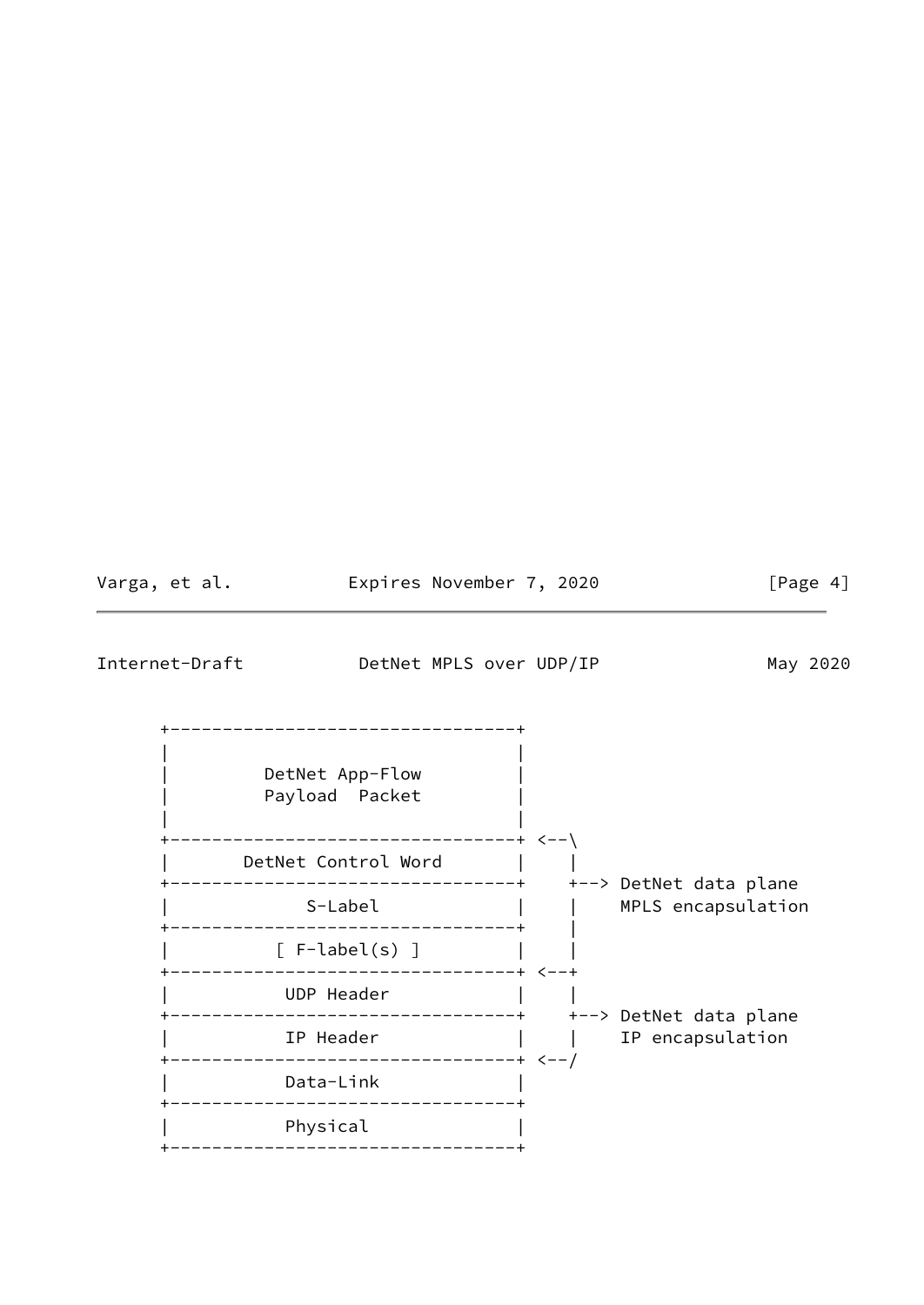```
      +---------------------------------+
      |                                 |
      |         DetNet App-Flow         |
      |         Payload  Packet         |
      |                                 |
      +---------------------------------+ <--\
      |       DetNet Control Word       |    |
      +---------------------------------+    +--> DetNet data plane
      |            S-Label              |    |    MPLS encapsulation
      +---------------------------------+    |
      |         [ F-label(s) ]          |    |
      +---------------------------------+ <--+
      |           UDP Header            |    |
      +---------------------------------+    +--> DetNet data plane
      |           IP Header             |    |    IP encapsulation
      +---------------------------------+ <--/
      |           Data-Link             |
      +---------------------------------+
      |           Physical              |
      +---------------------------------+
```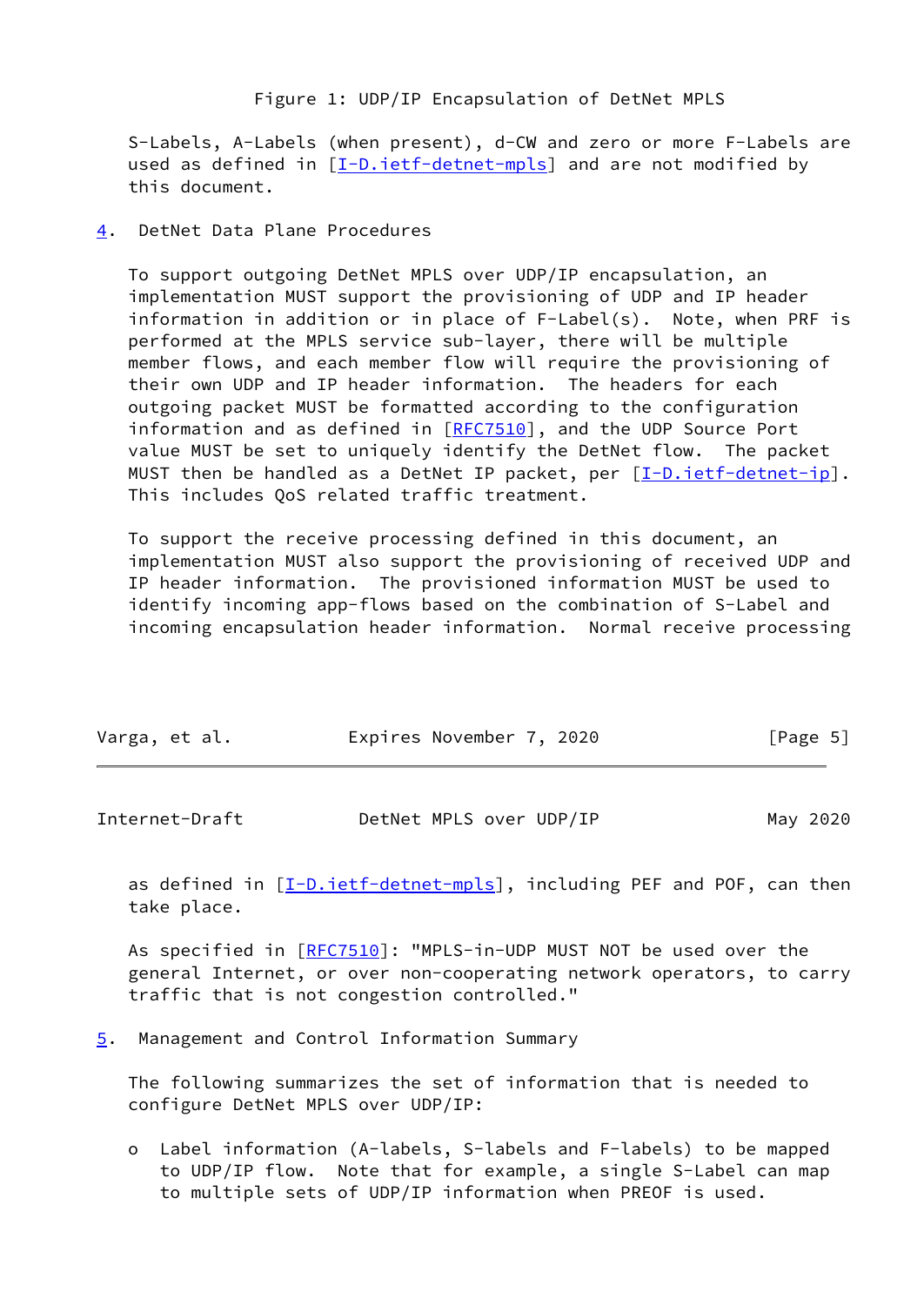Figure 1: UDP/IP Encapsulation of DetNet MPLS

S-Labels, A-Labels (when present), d-CW and zero or more F-Labels are used as defined in [I-D.ietf-detnet-mpls] and are not modified by this document.

## 4. DetNet Data Plane Procedures

To support outgoing DetNet MPLS over UDP/IP encapsulation, an implementation MUST support the provisioning of UDP and IP header information in addition or in place of F-Label(s). Note, when PRF is performed at the MPLS service sub-layer, there will be multiple member flows, and each member flow will require the provisioning of their own UDP and IP header information. The headers for each outgoing packet MUST be formatted according to the configuration information and as defined in [RFC7510], and the UDP Source Port value MUST be set to uniquely identify the DetNet flow. The packet MUST then be handled as a DetNet IP packet, per [I-D.ietf-detnet-ip]. This includes QoS related traffic treatment.

To support the receive processing defined in this document, an implementation MUST also support the provisioning of received UDP and IP header information. The provisioned information MUST be used to identify incoming app-flows based on the combination of S-Label and incoming encapsulation header information. Normal receive processing as defined in [I-D.ietf-detnet-mpls], including PEF and POF, can then take place.

As specified in [RFC7510]: "MPLS-in-UDP MUST NOT be used over the general Internet, or over non-cooperating network operators, to carry traffic that is not congestion controlled."

## 5. Management and Control Information Summary

The following summarizes the set of information that is needed to configure DetNet MPLS over UDP/IP:

- Label information (A-labels, S-labels and F-labels) to be mapped to UDP/IP flow. Note that for example, a single S-Label can map to multiple sets of UDP/IP information when PREOF is used.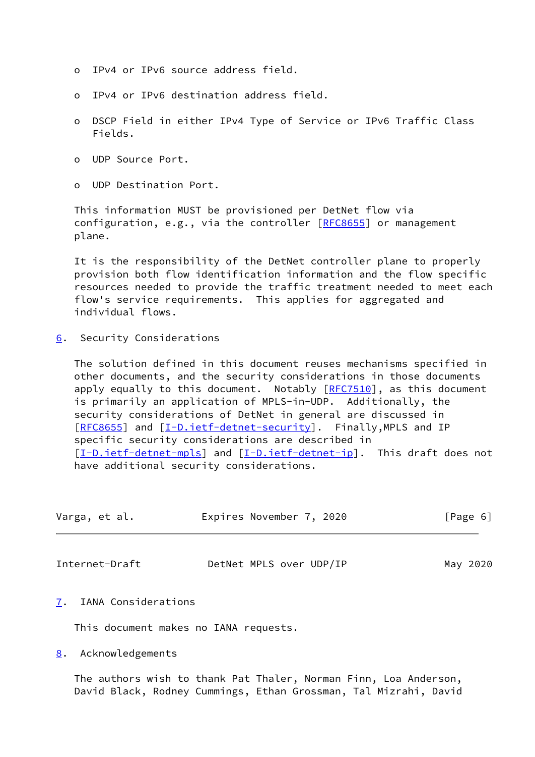- IPv4 or IPv6 source address field.

- IPv4 or IPv6 destination address field.

- DSCP Field in either IPv4 Type of Service or IPv6 Traffic Class Fields.

- UDP Source Port.

- UDP Destination Port.

This information MUST be provisioned per DetNet flow via configuration, e.g., via the controller [RFC8655] or management plane.

It is the responsibility of the DetNet controller plane to properly provision both flow identification information and the flow specific resources needed to provide the traffic treatment needed to meet each flow's service requirements. This applies for aggregated and individual flows.

## 6. Security Considerations

The solution defined in this document reuses mechanisms specified in other documents, and the security considerations in those documents apply equally to this document. Notably [RFC7510], as this document is primarily an application of MPLS-in-UDP. Additionally, the security considerations of DetNet in general are discussed in [RFC8655] and [I-D.ietf-detnet-security]. Finally,MPLS and IP specific security considerations are described in [I-D.ietf-detnet-mpls] and [I-D.ietf-detnet-ip]. This draft does not have additional security considerations.

## 7. IANA Considerations

This document makes no IANA requests.

## 8. Acknowledgements

The authors wish to thank Pat Thaler, Norman Finn, Loa Anderson, David Black, Rodney Cummings, Ethan Grossman, Tal Mizrahi, David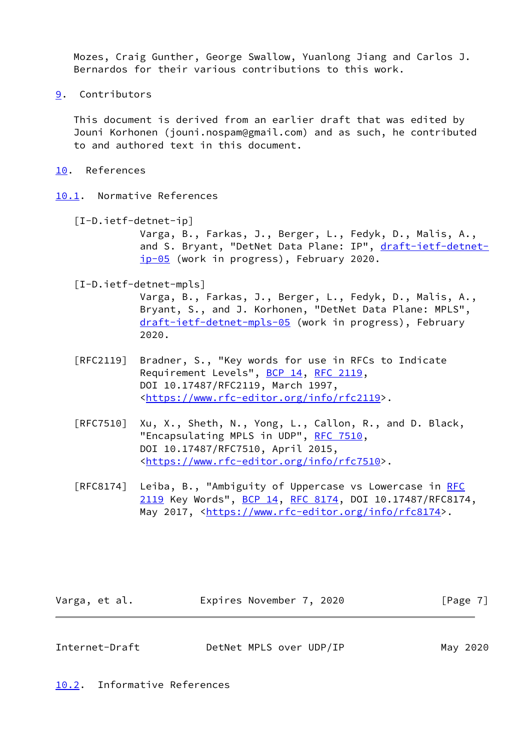Mozes, Craig Gunther, George Swallow, Yuanlong Jiang and Carlos J. Bernardos for their various contributions to this work.

## 9. Contributors

This document is derived from an earlier draft that was edited by Jouni Korhonen (jouni.nospam@gmail.com) and as such, he contributed to and authored text in this document.

## 10. References

### 10.1. Normative References

[I-D.ietf-detnet-ip]
Varga, B., Farkas, J., Berger, L., Fedyk, D., Malis, A., and S. Bryant, "DetNet Data Plane: IP", draft-ietf-detnet-ip-05 (work in progress), February 2020.

[I-D.ietf-detnet-mpls]
Varga, B., Farkas, J., Berger, L., Fedyk, D., Malis, A., Bryant, S., and J. Korhonen, "DetNet Data Plane: MPLS", draft-ietf-detnet-mpls-05 (work in progress), February 2020.

[RFC2119] Bradner, S., "Key words for use in RFCs to Indicate Requirement Levels", BCP 14, RFC 2119, DOI 10.17487/RFC2119, March 1997, <https://www.rfc-editor.org/info/rfc2119>.

[RFC7510] Xu, X., Sheth, N., Yong, L., Callon, R., and D. Black, "Encapsulating MPLS in UDP", RFC 7510, DOI 10.17487/RFC7510, April 2015, <https://www.rfc-editor.org/info/rfc7510>.

[RFC8174] Leiba, B., "Ambiguity of Uppercase vs Lowercase in RFC 2119 Key Words", BCP 14, RFC 8174, DOI 10.17487/RFC8174, May 2017, <https://www.rfc-editor.org/info/rfc8174>.

### 10.2. Informative References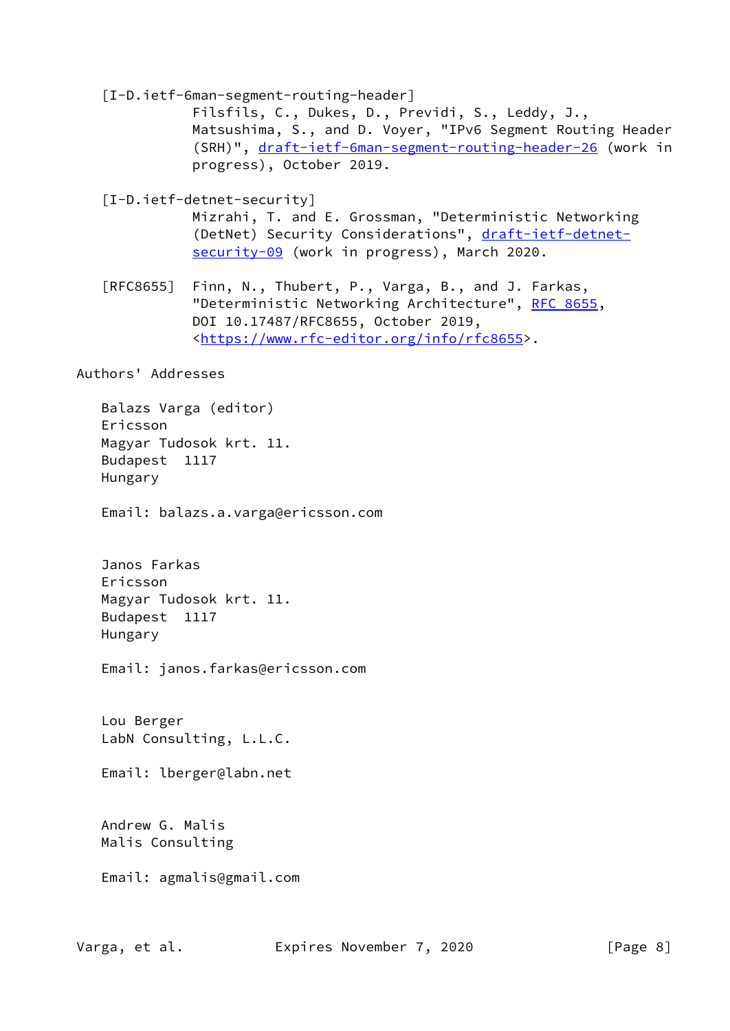[I-D.ietf-6man-segment-routing-header]
Filsfils, C., Dukes, D., Previdi, S., Leddy, J., Matsushima, S., and D. Voyer, "IPv6 Segment Routing Header (SRH)", draft-ietf-6man-segment-routing-header-26 (work in progress), October 2019.

[I-D.ietf-detnet-security]
Mizrahi, T. and E. Grossman, "Deterministic Networking (DetNet) Security Considerations", draft-ietf-detnet-security-09 (work in progress), March 2020.

[RFC8655] Finn, N., Thubert, P., Varga, B., and J. Farkas, "Deterministic Networking Architecture", RFC 8655, DOI 10.17487/RFC8655, October 2019, <https://www.rfc-editor.org/info/rfc8655>.

## Authors' Addresses

Balazs Varga (editor)
Ericsson
Magyar Tudosok krt. 11.
Budapest 1117
Hungary

Email: balazs.a.varga@ericsson.com

Janos Farkas
Ericsson
Magyar Tudosok krt. 11.
Budapest 1117
Hungary

Email: janos.farkas@ericsson.com

Lou Berger
LabN Consulting, L.L.C.

Email: lberger@labn.net

Andrew G. Malis
Malis Consulting

Email: agmalis@gmail.com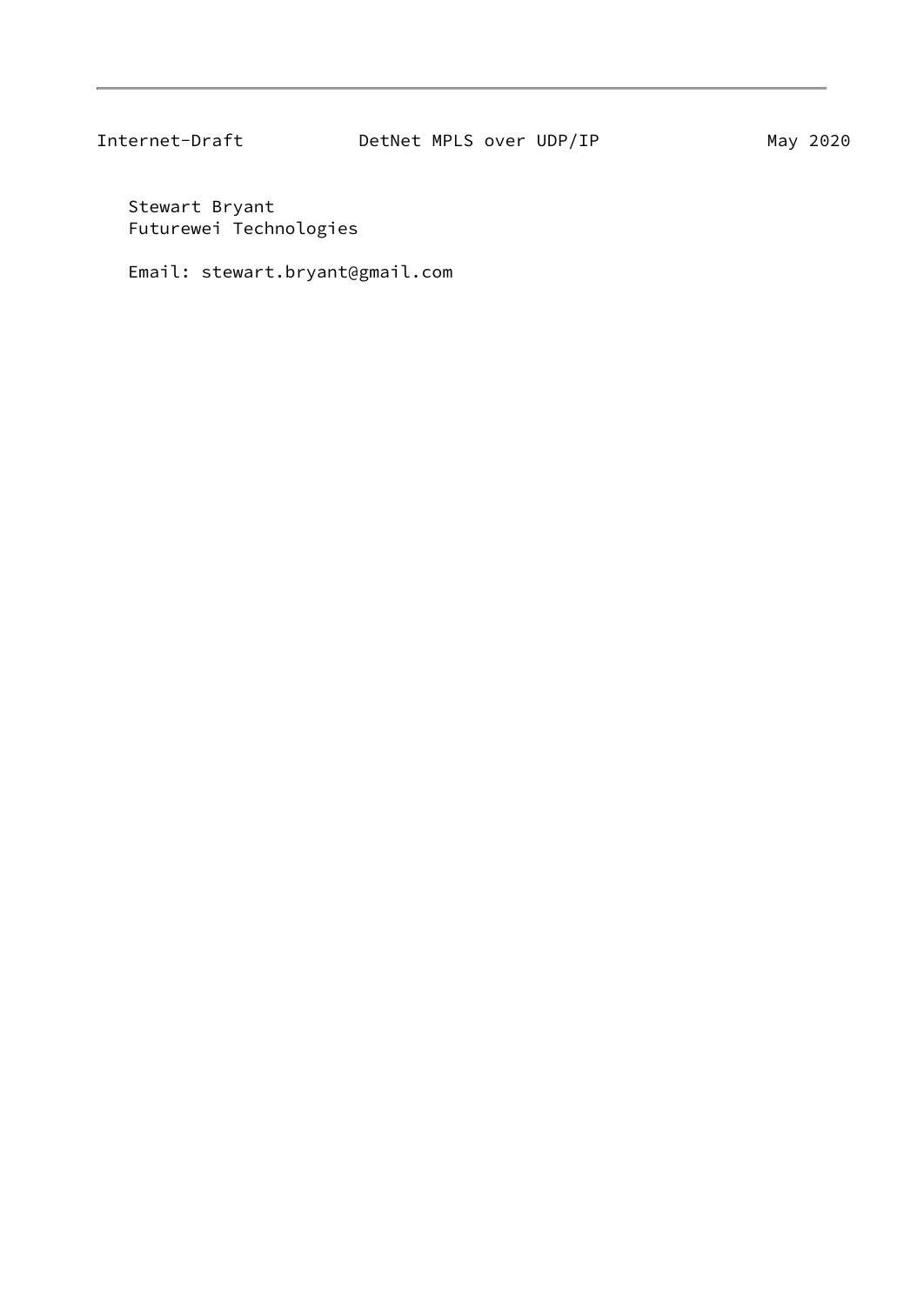Stewart Bryant
Futurewei Technologies

Email: stewart.bryant@gmail.com